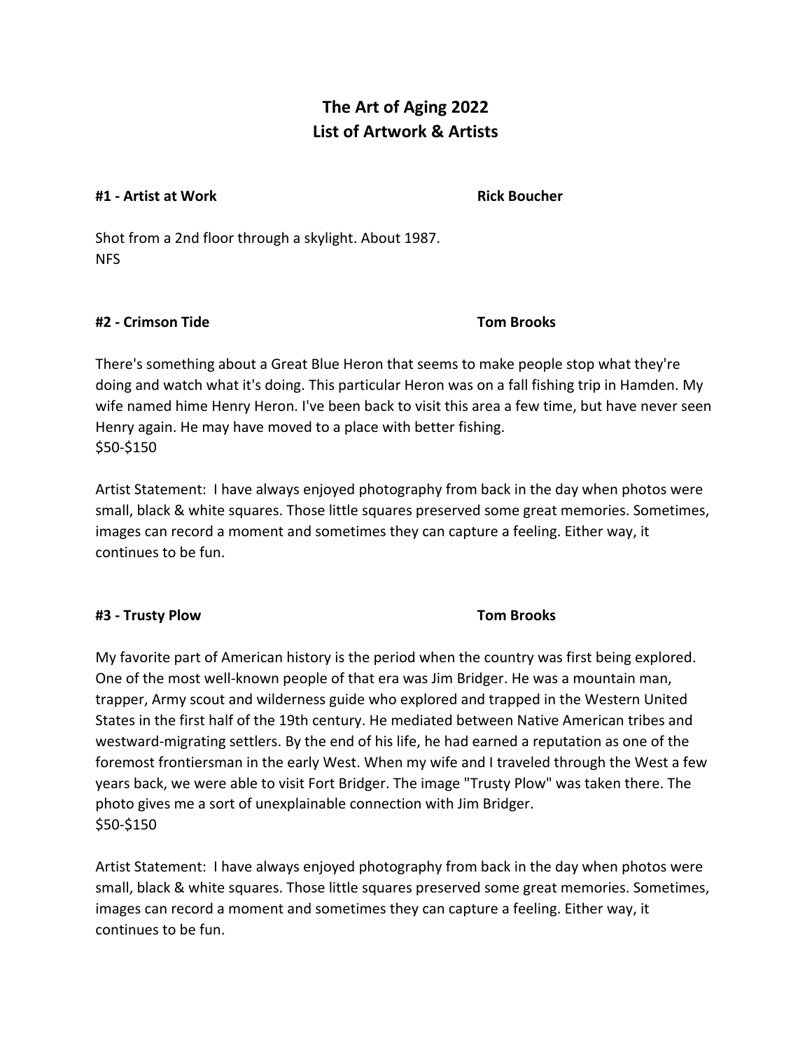# The Art of Aging 2022
# List of Artwork & Artists

**#1 - Artist at Work** **Rick Boucher**

Shot from a 2nd floor through a skylight. About 1987.
NFS

**#2 - Crimson Tide** **Tom Brooks**

There's something about a Great Blue Heron that seems to make people stop what they're doing and watch what it's doing. This particular Heron was on a fall fishing trip in Hamden. My wife named hime Henry Heron. I've been back to visit this area a few time, but have never seen Henry again. He may have moved to a place with better fishing.
$50-$150

Artist Statement: I have always enjoyed photography from back in the day when photos were small, black & white squares. Those little squares preserved some great memories. Sometimes, images can record a moment and sometimes they can capture a feeling. Either way, it continues to be fun.

**#3 - Trusty Plow** **Tom Brooks**

My favorite part of American history is the period when the country was first being explored. One of the most well-known people of that era was Jim Bridger. He was a mountain man, trapper, Army scout and wilderness guide who explored and trapped in the Western United States in the first half of the 19th century. He mediated between Native American tribes and westward-migrating settlers. By the end of his life, he had earned a reputation as one of the foremost frontiersman in the early West. When my wife and I traveled through the West a few years back, we were able to visit Fort Bridger. The image "Trusty Plow" was taken there. The photo gives me a sort of unexplainable connection with Jim Bridger.
$50-$150

Artist Statement: I have always enjoyed photography from back in the day when photos were small, black & white squares. Those little squares preserved some great memories. Sometimes, images can record a moment and sometimes they can capture a feeling. Either way, it continues to be fun.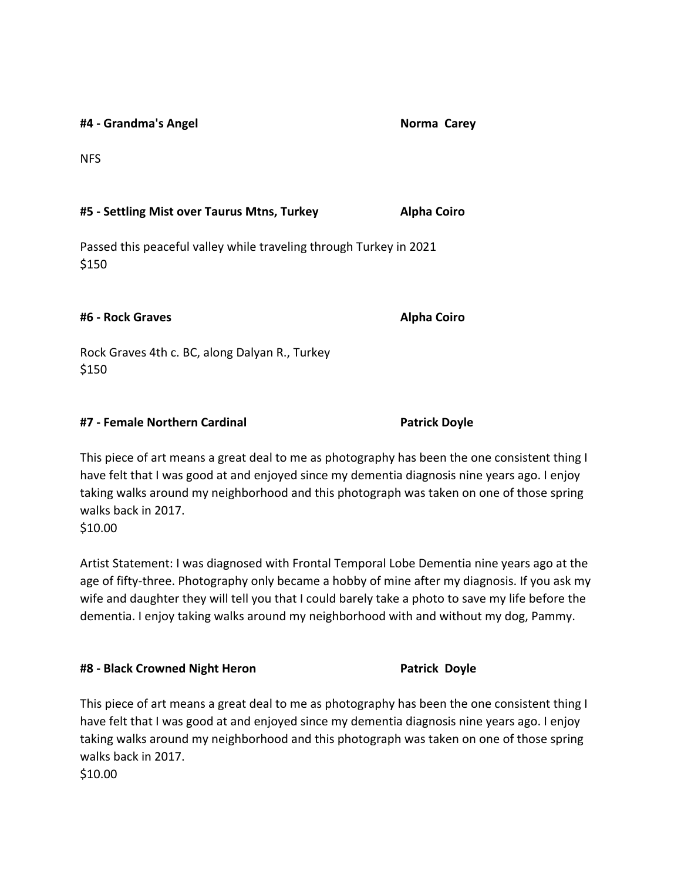**#4 - Grandma's Angel** **Norma Carey**

NFS

**#5 - Settling Mist over Taurus Mtns, Turkey** **Alpha Coiro**

Passed this peaceful valley while traveling through Turkey in 2021
$150

**#6 - Rock Graves** **Alpha Coiro**

Rock Graves 4th c. BC, along Dalyan R., Turkey
$150

**#7 - Female Northern Cardinal** **Patrick Doyle**

This piece of art means a great deal to me as photography has been the one consistent thing I have felt that I was good at and enjoyed since my dementia diagnosis nine years ago. I enjoy taking walks around my neighborhood and this photograph was taken on one of those spring walks back in 2017.
$10.00

Artist Statement: I was diagnosed with Frontal Temporal Lobe Dementia nine years ago at the age of fifty-three. Photography only became a hobby of mine after my diagnosis. If you ask my wife and daughter they will tell you that I could barely take a photo to save my life before the dementia. I enjoy taking walks around my neighborhood with and without my dog, Pammy.

**#8 - Black Crowned Night Heron** **Patrick Doyle**

This piece of art means a great deal to me as photography has been the one consistent thing I have felt that I was good at and enjoyed since my dementia diagnosis nine years ago. I enjoy taking walks around my neighborhood and this photograph was taken on one of those spring walks back in 2017.
$10.00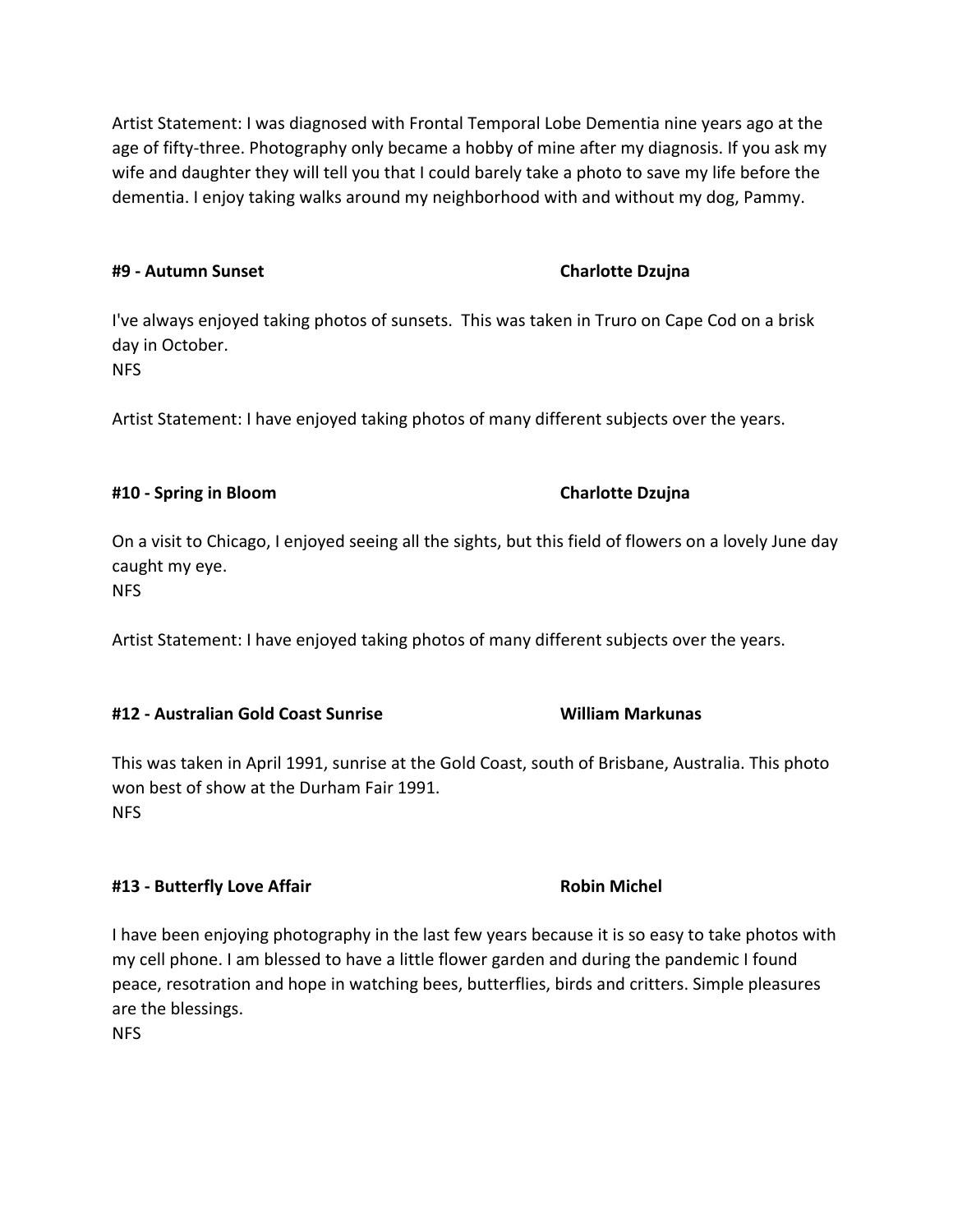Artist Statement: I was diagnosed with Frontal Temporal Lobe Dementia nine years ago at the age of fifty-three. Photography only became a hobby of mine after my diagnosis. If you ask my wife and daughter they will tell you that I could barely take a photo to save my life before the dementia. I enjoy taking walks around my neighborhood with and without my dog, Pammy.

**#9 - Autumn Sunset** **Charlotte Dzujna**

I've always enjoyed taking photos of sunsets. This was taken in Truro on Cape Cod on a brisk day in October.
NFS

Artist Statement: I have enjoyed taking photos of many different subjects over the years.

**#10 - Spring in Bloom** **Charlotte Dzujna**

On a visit to Chicago, I enjoyed seeing all the sights, but this field of flowers on a lovely June day caught my eye.
NFS

Artist Statement: I have enjoyed taking photos of many different subjects over the years.

**#12 - Australian Gold Coast Sunrise** **William Markunas**

This was taken in April 1991, sunrise at the Gold Coast, south of Brisbane, Australia. This photo won best of show at the Durham Fair 1991.
NFS

**#13 - Butterfly Love Affair** **Robin Michel**

I have been enjoying photography in the last few years because it is so easy to take photos with my cell phone. I am blessed to have a little flower garden and during the pandemic I found peace, resotration and hope in watching bees, butterflies, birds and critters. Simple pleasures are the blessings.
NFS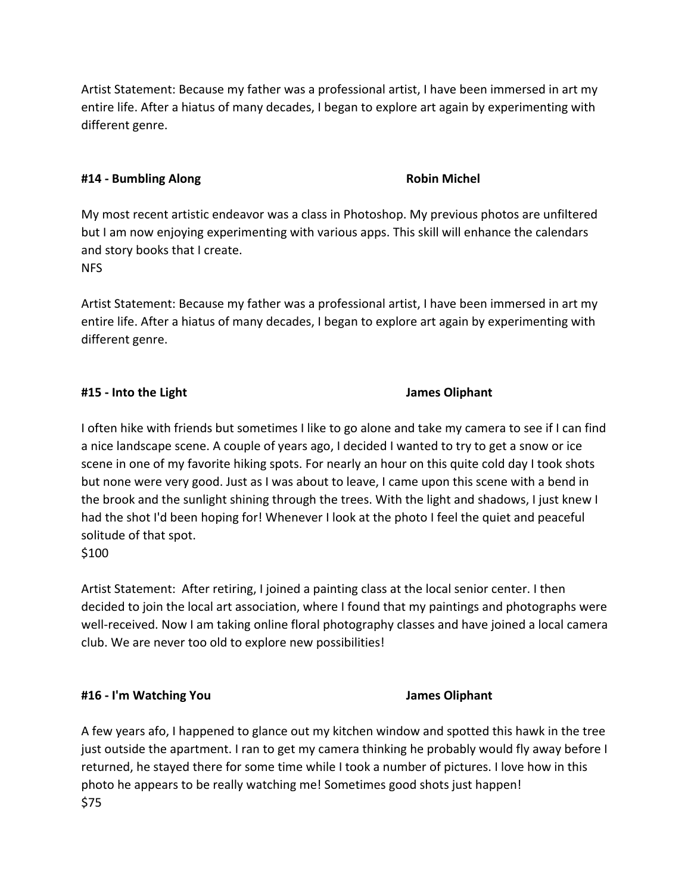Artist Statement: Because my father was a professional artist, I have been immersed in art my entire life. After a hiatus of many decades, I began to explore art again by experimenting with different genre.

**#14 - Bumbling Along** **Robin Michel**

My most recent artistic endeavor was a class in Photoshop. My previous photos are unfiltered but I am now enjoying experimenting with various apps. This skill will enhance the calendars and story books that I create.
NFS

Artist Statement: Because my father was a professional artist, I have been immersed in art my entire life. After a hiatus of many decades, I began to explore art again by experimenting with different genre.

**#15 - Into the Light** **James Oliphant**

I often hike with friends but sometimes I like to go alone and take my camera to see if I can find a nice landscape scene. A couple of years ago, I decided I wanted to try to get a snow or ice scene in one of my favorite hiking spots. For nearly an hour on this quite cold day I took shots but none were very good. Just as I was about to leave, I came upon this scene with a bend in the brook and the sunlight shining through the trees. With the light and shadows, I just knew I had the shot I'd been hoping for! Whenever I look at the photo I feel the quiet and peaceful solitude of that spot.
$100

Artist Statement: After retiring, I joined a painting class at the local senior center. I then decided to join the local art association, where I found that my paintings and photographs were well-received. Now I am taking online floral photography classes and have joined a local camera club. We are never too old to explore new possibilities!

**#16 - I'm Watching You** **James Oliphant**

A few years afo, I happened to glance out my kitchen window and spotted this hawk in the tree just outside the apartment. I ran to get my camera thinking he probably would fly away before I returned, he stayed there for some time while I took a number of pictures. I love how in this photo he appears to be really watching me! Sometimes good shots just happen!
$75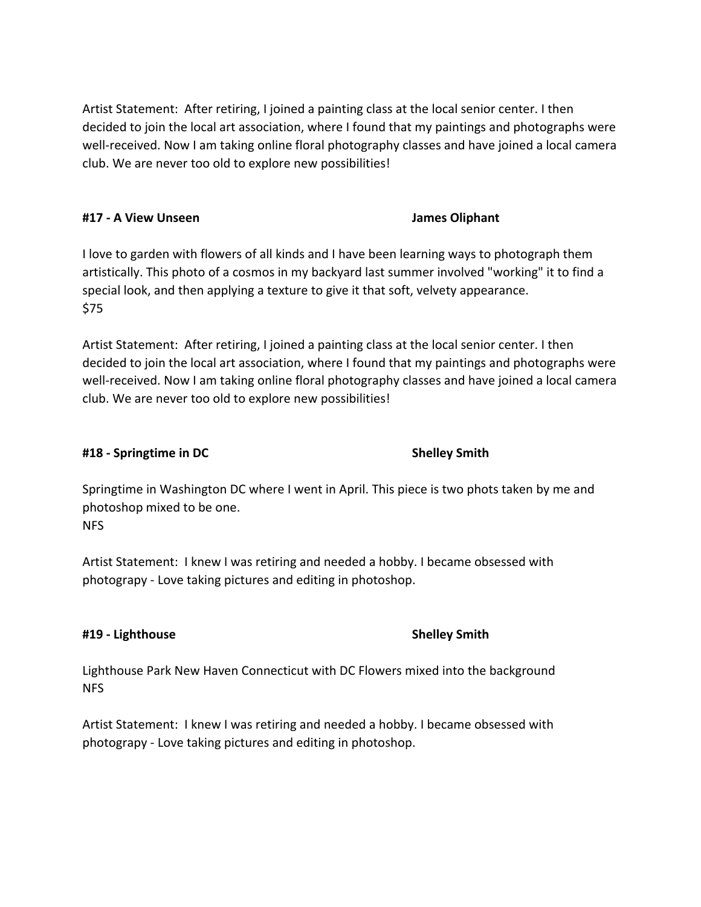Artist Statement: After retiring, I joined a painting class at the local senior center. I then decided to join the local art association, where I found that my paintings and photographs were well-received. Now I am taking online floral photography classes and have joined a local camera club. We are never too old to explore new possibilities!

**#17 - A View Unseen** **James Oliphant**

I love to garden with flowers of all kinds and I have been learning ways to photograph them artistically. This photo of a cosmos in my backyard last summer involved "working" it to find a special look, and then applying a texture to give it that soft, velvety appearance.
$75

Artist Statement: After retiring, I joined a painting class at the local senior center. I then decided to join the local art association, where I found that my paintings and photographs were well-received. Now I am taking online floral photography classes and have joined a local camera club. We are never too old to explore new possibilities!

**#18 - Springtime in DC** **Shelley Smith**

Springtime in Washington DC where I went in April. This piece is two phots taken by me and photoshop mixed to be one.
NFS

Artist Statement: I knew I was retiring and needed a hobby. I became obsessed with photograpy - Love taking pictures and editing in photoshop.

**#19 - Lighthouse** **Shelley Smith**

Lighthouse Park New Haven Connecticut with DC Flowers mixed into the background
NFS

Artist Statement: I knew I was retiring and needed a hobby. I became obsessed with photograpy - Love taking pictures and editing in photoshop.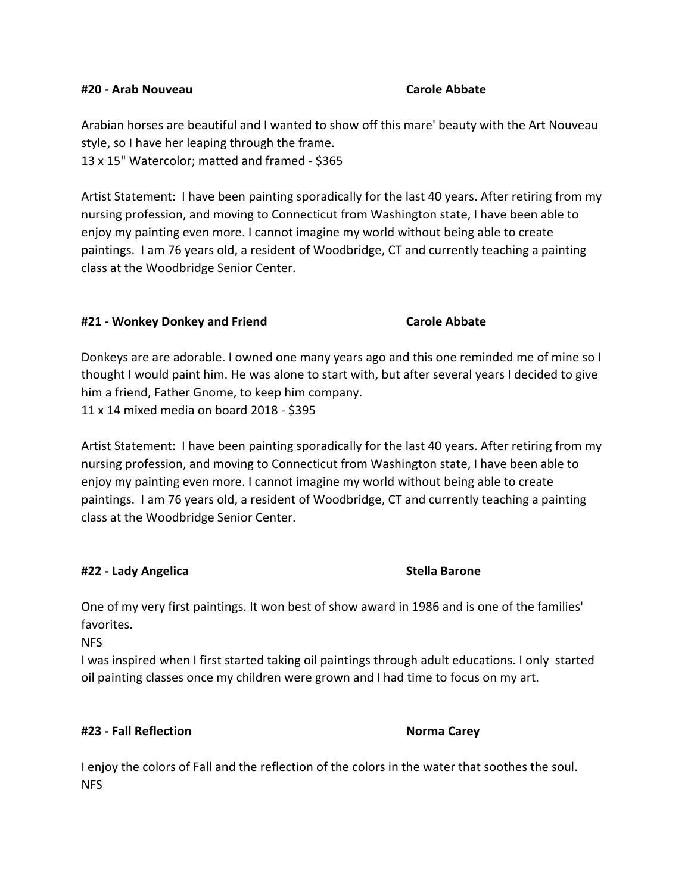**#20 - Arab Nouveau** **Carole Abbate**

Arabian horses are beautiful and I wanted to show off this mare' beauty with the Art Nouveau style, so I have her leaping through the frame.
13 x 15" Watercolor; matted and framed - $365

Artist Statement: I have been painting sporadically for the last 40 years. After retiring from my nursing profession, and moving to Connecticut from Washington state, I have been able to enjoy my painting even more. I cannot imagine my world without being able to create paintings. I am 76 years old, a resident of Woodbridge, CT and currently teaching a painting class at the Woodbridge Senior Center.

**#21 - Wonkey Donkey and Friend** **Carole Abbate**

Donkeys are are adorable. I owned one many years ago and this one reminded me of mine so I thought I would paint him. He was alone to start with, but after several years I decided to give him a friend, Father Gnome, to keep him company.
11 x 14 mixed media on board 2018 - $395

Artist Statement: I have been painting sporadically for the last 40 years. After retiring from my nursing profession, and moving to Connecticut from Washington state, I have been able to enjoy my painting even more. I cannot imagine my world without being able to create paintings. I am 76 years old, a resident of Woodbridge, CT and currently teaching a painting class at the Woodbridge Senior Center.

**#22 - Lady Angelica** **Stella Barone**

One of my very first paintings. It won best of show award in 1986 and is one of the families' favorites.
NFS
I was inspired when I first started taking oil paintings through adult educations. I only started oil painting classes once my children were grown and I had time to focus on my art.

**#23 - Fall Reflection** **Norma Carey**

I enjoy the colors of Fall and the reflection of the colors in the water that soothes the soul.
NFS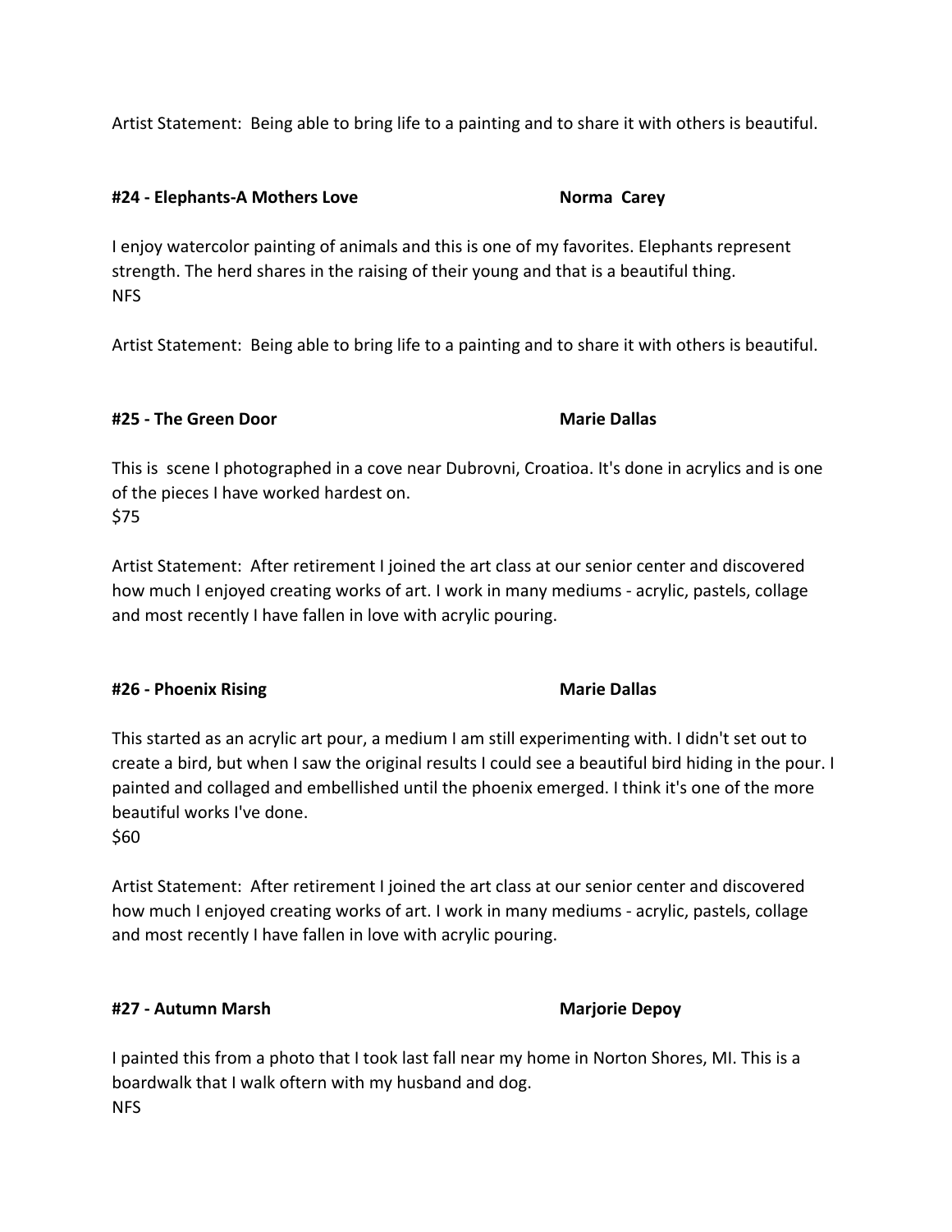Artist Statement: Being able to bring life to a painting and to share it with others is beautiful.

**#24 - Elephants-A Mothers Love** **Norma Carey**

I enjoy watercolor painting of animals and this is one of my favorites. Elephants represent strength. The herd shares in the raising of their young and that is a beautiful thing.
NFS

Artist Statement: Being able to bring life to a painting and to share it with others is beautiful.

**#25 - The Green Door** **Marie Dallas**

This is scene I photographed in a cove near Dubrovni, Croatioa. It's done in acrylics and is one of the pieces I have worked hardest on.
$75

Artist Statement: After retirement I joined the art class at our senior center and discovered how much I enjoyed creating works of art. I work in many mediums - acrylic, pastels, collage and most recently I have fallen in love with acrylic pouring.

**#26 - Phoenix Rising** **Marie Dallas**

This started as an acrylic art pour, a medium I am still experimenting with. I didn't set out to create a bird, but when I saw the original results I could see a beautiful bird hiding in the pour. I painted and collaged and embellished until the phoenix emerged. I think it's one of the more beautiful works I've done.
$60

Artist Statement: After retirement I joined the art class at our senior center and discovered how much I enjoyed creating works of art. I work in many mediums - acrylic, pastels, collage and most recently I have fallen in love with acrylic pouring.

**#27 - Autumn Marsh** **Marjorie Depoy**

I painted this from a photo that I took last fall near my home in Norton Shores, MI. This is a boardwalk that I walk oftern with my husband and dog.
NFS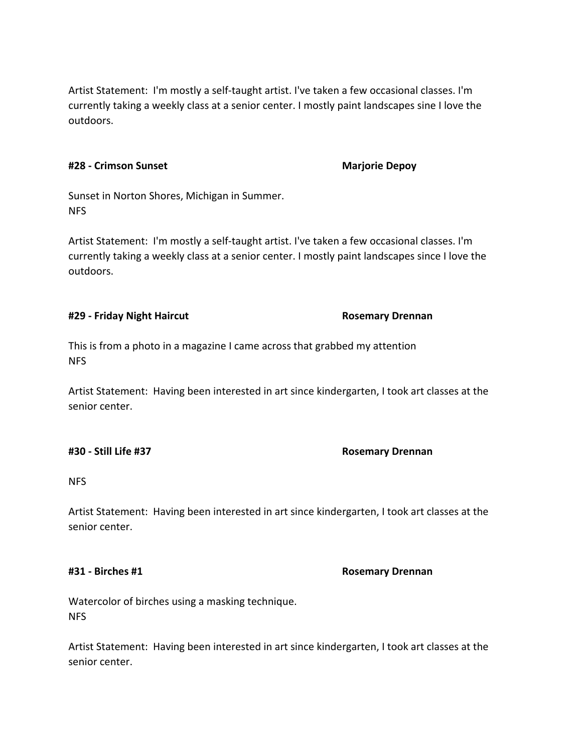Artist Statement: I'm mostly a self-taught artist. I've taken a few occasional classes. I'm currently taking a weekly class at a senior center. I mostly paint landscapes sine I love the outdoors.

**#28 - Crimson Sunset** **Marjorie Depoy**

Sunset in Norton Shores, Michigan in Summer.
NFS

Artist Statement: I'm mostly a self-taught artist. I've taken a few occasional classes. I'm currently taking a weekly class at a senior center. I mostly paint landscapes since I love the outdoors.

**#29 - Friday Night Haircut** **Rosemary Drennan**

This is from a photo in a magazine I came across that grabbed my attention
NFS

Artist Statement: Having been interested in art since kindergarten, I took art classes at the senior center.

**#30 - Still Life #37** **Rosemary Drennan**

NFS

Artist Statement: Having been interested in art since kindergarten, I took art classes at the senior center.

**#31 - Birches #1** **Rosemary Drennan**

Watercolor of birches using a masking technique.
NFS

Artist Statement: Having been interested in art since kindergarten, I took art classes at the senior center.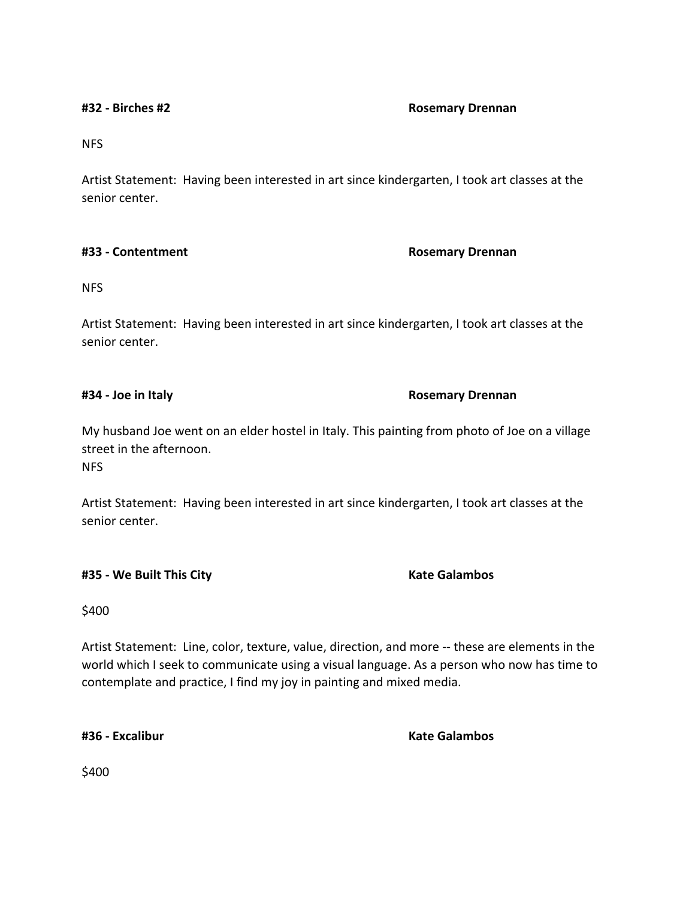**#32 - Birches #2** **Rosemary Drennan**

NFS

Artist Statement: Having been interested in art since kindergarten, I took art classes at the senior center.

**#33 - Contentment** **Rosemary Drennan**

NFS

Artist Statement: Having been interested in art since kindergarten, I took art classes at the senior center.

**#34 - Joe in Italy** **Rosemary Drennan**

My husband Joe went on an elder hostel in Italy. This painting from photo of Joe on a village street in the afternoon.
NFS

Artist Statement: Having been interested in art since kindergarten, I took art classes at the senior center.

**#35 - We Built This City** **Kate Galambos**

$400

Artist Statement: Line, color, texture, value, direction, and more -- these are elements in the world which I seek to communicate using a visual language. As a person who now has time to contemplate and practice, I find my joy in painting and mixed media.

**#36 - Excalibur** **Kate Galambos**

$400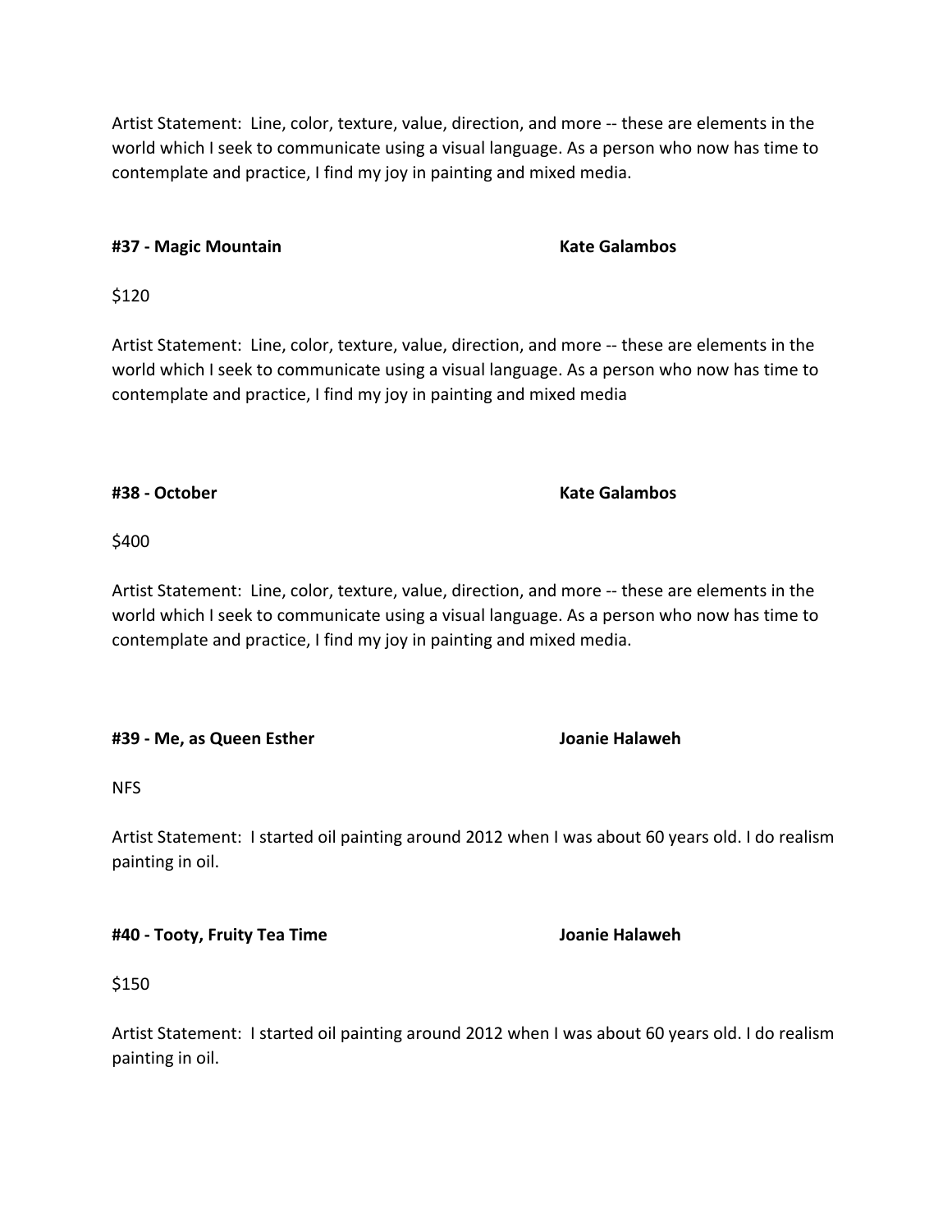Artist Statement:  Line, color, texture, value, direction, and more -- these are elements in the world which I seek to communicate using a visual language. As a person who now has time to contemplate and practice, I find my joy in painting and mixed media.

**#37 - Magic Mountain** **Kate Galambos**

$120

Artist Statement:  Line, color, texture, value, direction, and more -- these are elements in the world which I seek to communicate using a visual language. As a person who now has time to contemplate and practice, I find my joy in painting and mixed media

**#38 - October** **Kate Galambos**

$400

Artist Statement:  Line, color, texture, value, direction, and more -- these are elements in the world which I seek to communicate using a visual language. As a person who now has time to contemplate and practice, I find my joy in painting and mixed media.

**#39 - Me, as Queen Esther** **Joanie Halaweh**

NFS

Artist Statement:  I started oil painting around 2012 when I was about 60 years old. I do realism painting in oil.

**#40 - Tooty, Fruity Tea Time** **Joanie Halaweh**

$150

Artist Statement:  I started oil painting around 2012 when I was about 60 years old. I do realism painting in oil.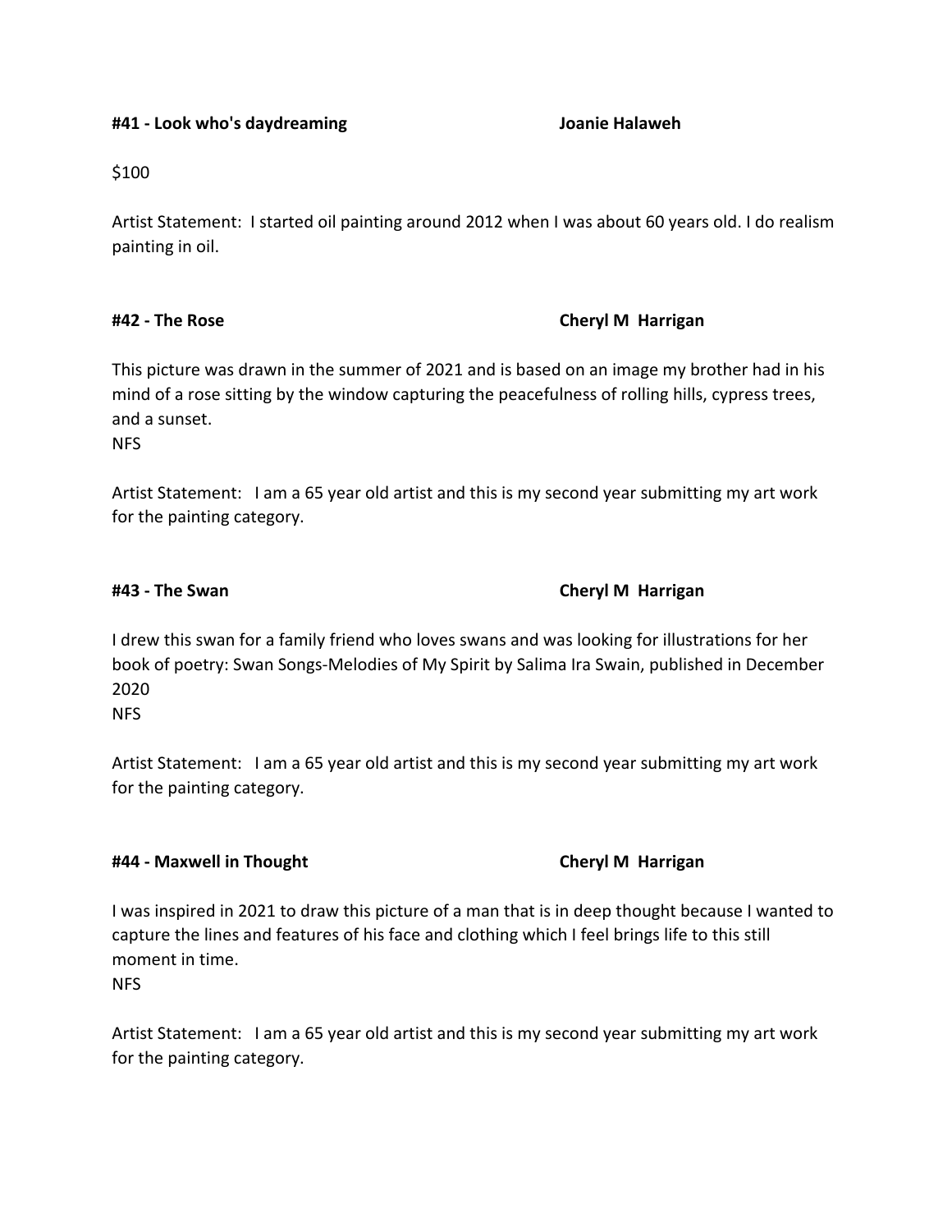**#41 - Look who's daydreaming** **Joanie Halaweh**

$100

Artist Statement: I started oil painting around 2012 when I was about 60 years old. I do realism painting in oil.

**#42 - The Rose** **Cheryl M Harrigan**

This picture was drawn in the summer of 2021 and is based on an image my brother had in his mind of a rose sitting by the window capturing the peacefulness of rolling hills, cypress trees, and a sunset.
NFS

Artist Statement: I am a 65 year old artist and this is my second year submitting my art work for the painting category.

**#43 - The Swan** **Cheryl M Harrigan**

I drew this swan for a family friend who loves swans and was looking for illustrations for her book of poetry: Swan Songs-Melodies of My Spirit by Salima Ira Swain, published in December 2020
NFS

Artist Statement: I am a 65 year old artist and this is my second year submitting my art work for the painting category.

**#44 - Maxwell in Thought** **Cheryl M Harrigan**

I was inspired in 2021 to draw this picture of a man that is in deep thought because I wanted to capture the lines and features of his face and clothing which I feel brings life to this still moment in time.
NFS

Artist Statement: I am a 65 year old artist and this is my second year submitting my art work for the painting category.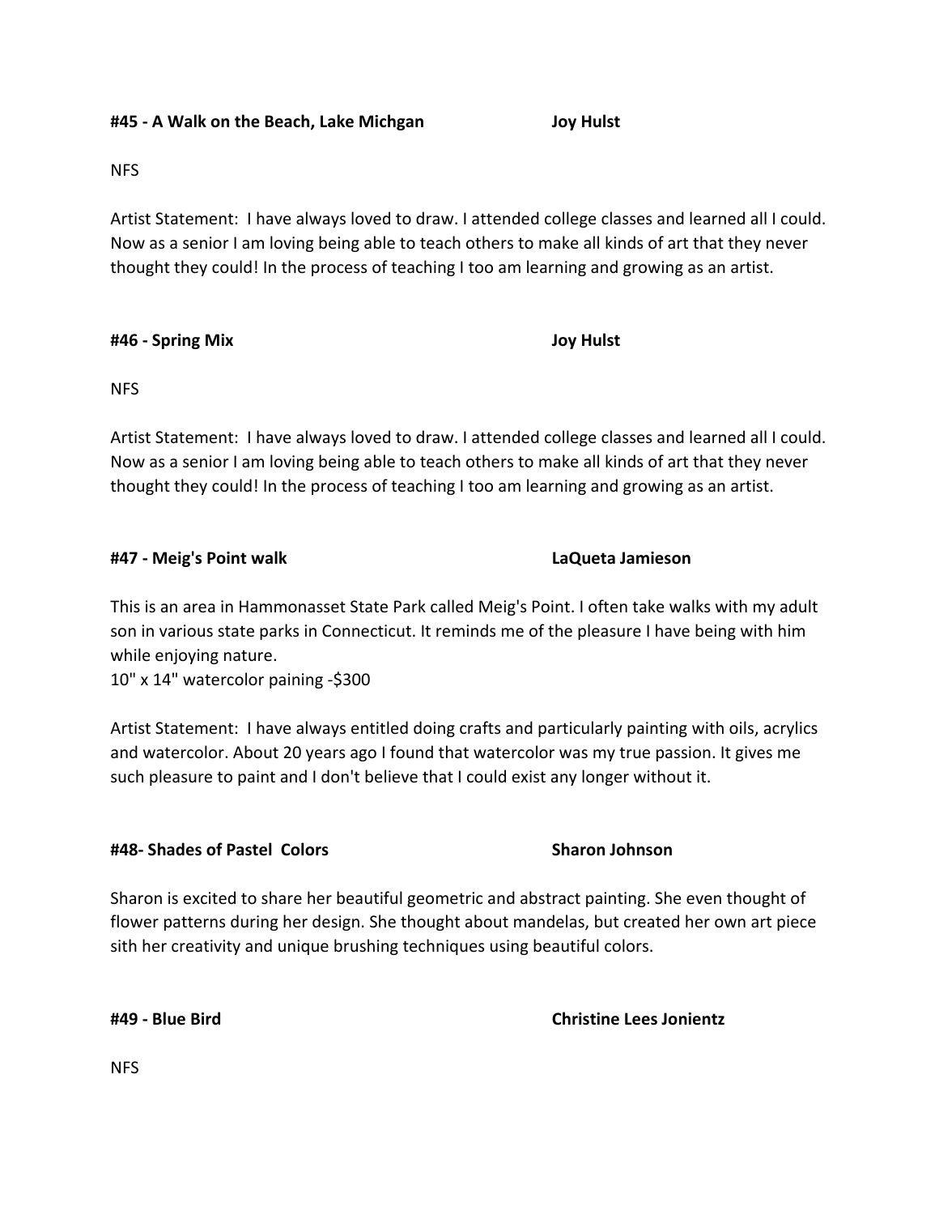**#45 - A Walk on the Beach, Lake Michgan** **Joy Hulst**

NFS

Artist Statement: I have always loved to draw. I attended college classes and learned all I could. Now as a senior I am loving being able to teach others to make all kinds of art that they never thought they could! In the process of teaching I too am learning and growing as an artist.

**#46 - Spring Mix** **Joy Hulst**

NFS

Artist Statement: I have always loved to draw. I attended college classes and learned all I could. Now as a senior I am loving being able to teach others to make all kinds of art that they never thought they could! In the process of teaching I too am learning and growing as an artist.

**#47 - Meig's Point walk** **LaQueta Jamieson**

This is an area in Hammonasset State Park called Meig's Point. I often take walks with my adult son in various state parks in Connecticut. It reminds me of the pleasure I have being with him while enjoying nature.
10" x 14" watercolor paining -$300

Artist Statement: I have always entitled doing crafts and particularly painting with oils, acrylics and watercolor. About 20 years ago I found that watercolor was my true passion. It gives me such pleasure to paint and I don't believe that I could exist any longer without it.

**#48- Shades of Pastel Colors** **Sharon Johnson**

Sharon is excited to share her beautiful geometric and abstract painting. She even thought of flower patterns during her design. She thought about mandelas, but created her own art piece sith her creativity and unique brushing techniques using beautiful colors.

**#49 - Blue Bird** **Christine Lees Jonientz**

NFS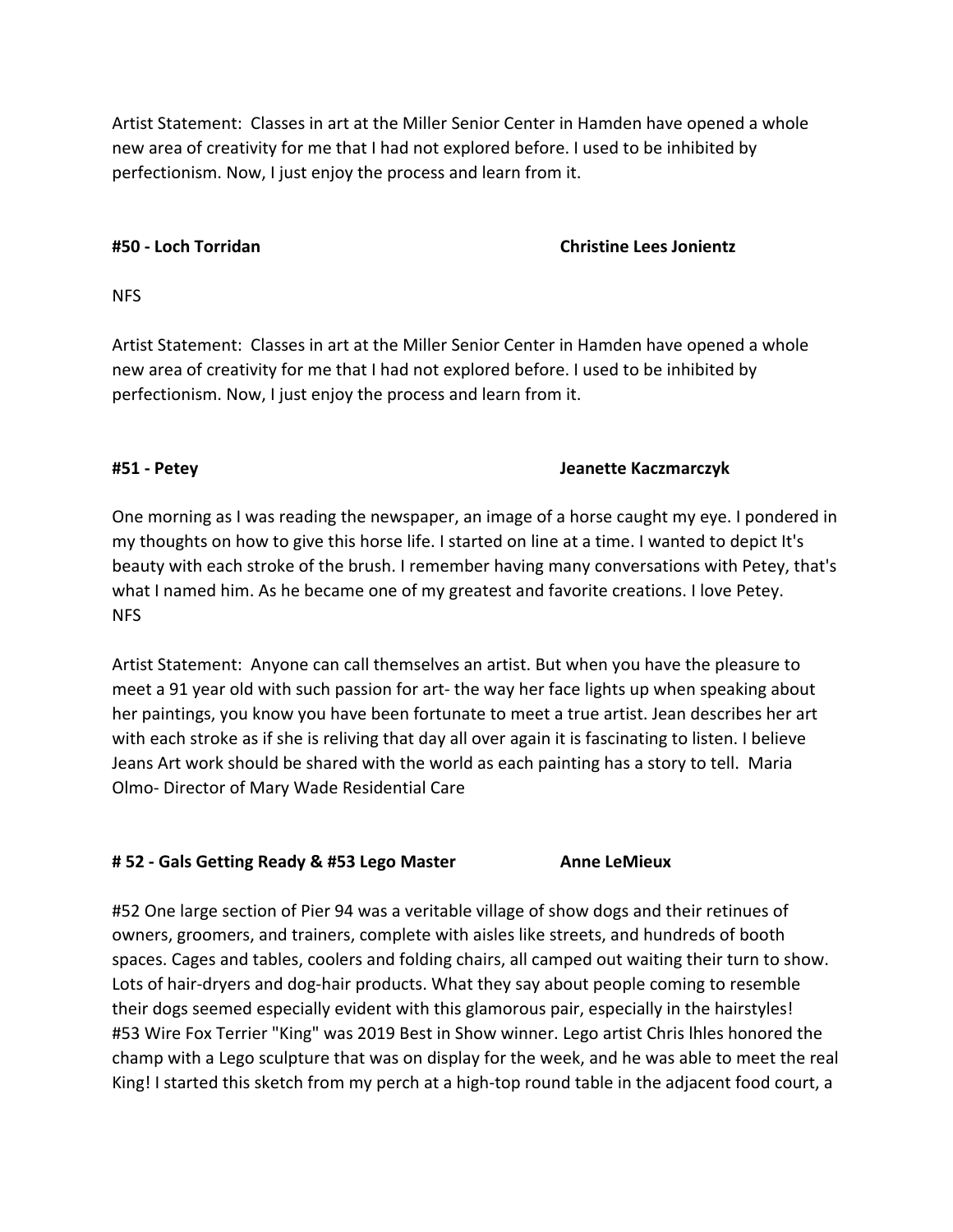Artist Statement: Classes in art at the Miller Senior Center in Hamden have opened a whole new area of creativity for me that I had not explored before. I used to be inhibited by perfectionism. Now, I just enjoy the process and learn from it.

**#50 - Loch Torridan** **Christine Lees Jonientz**

NFS

Artist Statement: Classes in art at the Miller Senior Center in Hamden have opened a whole new area of creativity for me that I had not explored before. I used to be inhibited by perfectionism. Now, I just enjoy the process and learn from it.

**#51 - Petey** **Jeanette Kaczmarczyk**

One morning as I was reading the newspaper, an image of a horse caught my eye. I pondered in my thoughts on how to give this horse life. I started on line at a time. I wanted to depict It's beauty with each stroke of the brush. I remember having many conversations with Petey, that's what I named him. As he became one of my greatest and favorite creations. I love Petey.
NFS

Artist Statement: Anyone can call themselves an artist. But when you have the pleasure to meet a 91 year old with such passion for art- the way her face lights up when speaking about her paintings, you know you have been fortunate to meet a true artist. Jean describes her art with each stroke as if she is reliving that day all over again it is fascinating to listen. I believe Jeans Art work should be shared with the world as each painting has a story to tell. Maria Olmo- Director of Mary Wade Residential Care

**# 52 - Gals Getting Ready & #53 Lego Master** **Anne LeMieux**

#52 One large section of Pier 94 was a veritable village of show dogs and their retinues of owners, groomers, and trainers, complete with aisles like streets, and hundreds of booth spaces. Cages and tables, coolers and folding chairs, all camped out waiting their turn to show. Lots of hair-dryers and dog-hair products. What they say about people coming to resemble their dogs seemed especially evident with this glamorous pair, especially in the hairstyles!
#53 Wire Fox Terrier "King" was 2019 Best in Show winner. Lego artist Chris lhles honored the champ with a Lego sculpture that was on display for the week, and he was able to meet the real King! I started this sketch from my perch at a high-top round table in the adjacent food court, a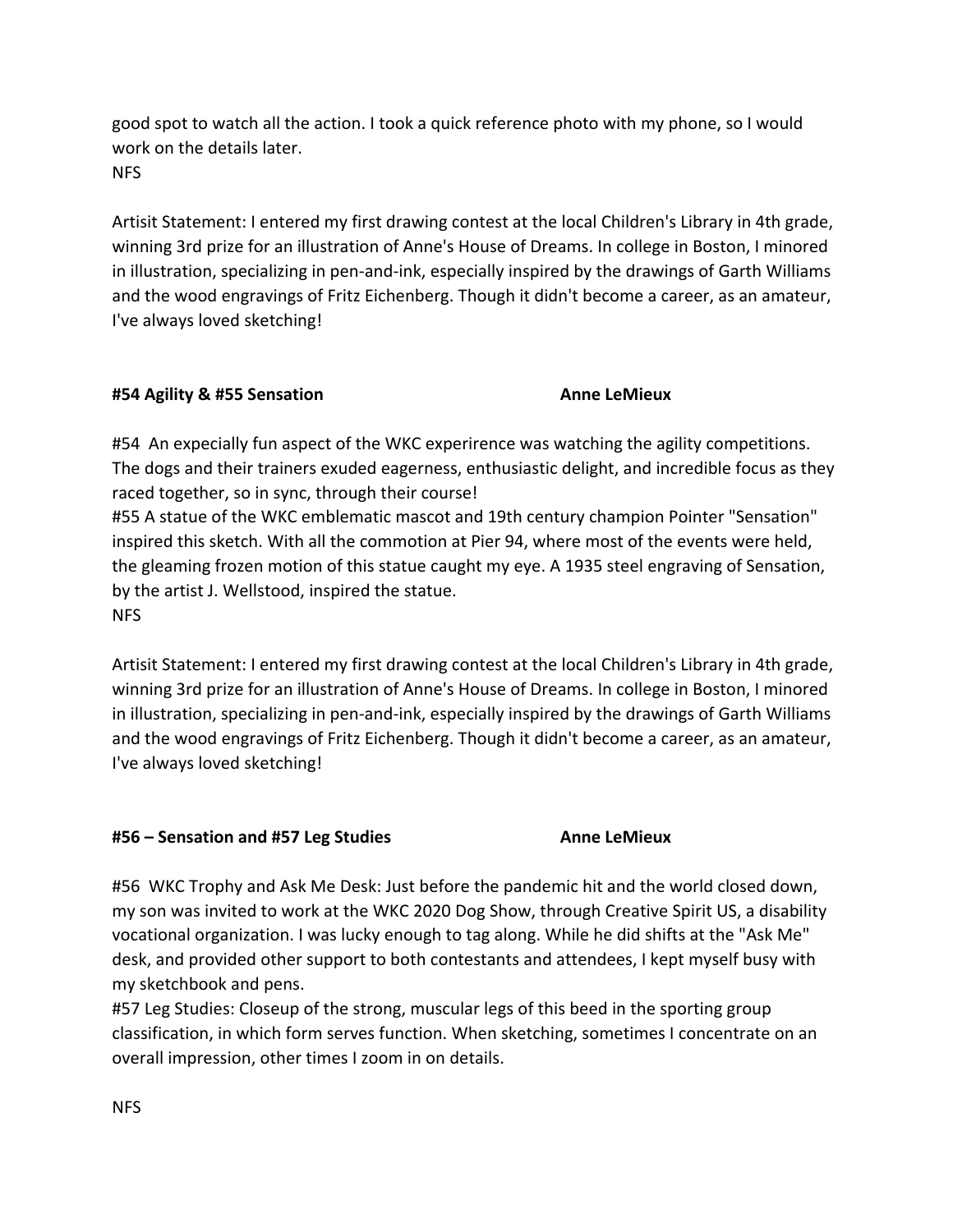good spot to watch all the action. I took a quick reference photo with my phone, so I would work on the details later.
NFS

Artisit Statement: I entered my first drawing contest at the local Children's Library in 4th grade, winning 3rd prize for an illustration of Anne's House of Dreams. In college in Boston, I minored in illustration, specializing in pen-and-ink, especially inspired by the drawings of Garth Williams and the wood engravings of Fritz Eichenberg. Though it didn't become a career, as an amateur, I've always loved sketching!

**#54 Agility & #55 Sensation** **Anne LeMieux**

#54 An expecially fun aspect of the WKC experirence was watching the agility competitions. The dogs and their trainers exuded eagerness, enthusiastic delight, and incredible focus as they raced together, so in sync, through their course!
#55 A statue of the WKC emblematic mascot and 19th century champion Pointer "Sensation" inspired this sketch. With all the commotion at Pier 94, where most of the events were held, the gleaming frozen motion of this statue caught my eye. A 1935 steel engraving of Sensation, by the artist J. Wellstood, inspired the statue.
NFS

Artisit Statement: I entered my first drawing contest at the local Children's Library in 4th grade, winning 3rd prize for an illustration of Anne's House of Dreams. In college in Boston, I minored in illustration, specializing in pen-and-ink, especially inspired by the drawings of Garth Williams and the wood engravings of Fritz Eichenberg. Though it didn't become a career, as an amateur, I've always loved sketching!

**#56 – Sensation and #57 Leg Studies** **Anne LeMieux**

#56 WKC Trophy and Ask Me Desk: Just before the pandemic hit and the world closed down, my son was invited to work at the WKC 2020 Dog Show, through Creative Spirit US, a disability vocational organization. I was lucky enough to tag along. While he did shifts at the "Ask Me" desk, and provided other support to both contestants and attendees, I kept myself busy with my sketchbook and pens.
#57 Leg Studies: Closeup of the strong, muscular legs of this beed in the sporting group classification, in which form serves function. When sketching, sometimes I concentrate on an overall impression, other times I zoom in on details.

NFS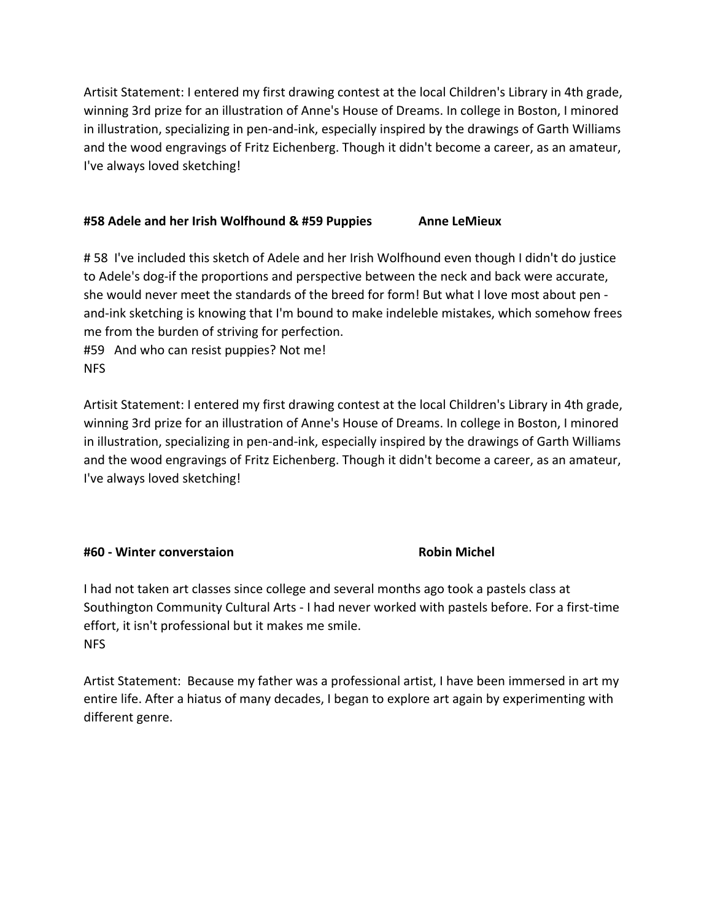Artisit Statement: I entered my first drawing contest at the local Children's Library in 4th grade, winning 3rd prize for an illustration of Anne's House of Dreams. In college in Boston, I minored in illustration, specializing in pen-and-ink, especially inspired by the drawings of Garth Williams and the wood engravings of Fritz Eichenberg. Though it didn't become a career, as an amateur, I've always loved sketching!

**#58 Adele and her Irish Wolfhound & #59 Puppies** **Anne LeMieux**

# 58 I've included this sketch of Adele and her Irish Wolfhound even though I didn't do justice to Adele's dog-if the proportions and perspective between the neck and back were accurate, she would never meet the standards of the breed for form! But what I love most about pen - and-ink sketching is knowing that I'm bound to make indeleble mistakes, which somehow frees me from the burden of striving for perfection.
#59 And who can resist puppies? Not me!
NFS

Artisit Statement: I entered my first drawing contest at the local Children's Library in 4th grade, winning 3rd prize for an illustration of Anne's House of Dreams. In college in Boston, I minored in illustration, specializing in pen-and-ink, especially inspired by the drawings of Garth Williams and the wood engravings of Fritz Eichenberg. Though it didn't become a career, as an amateur, I've always loved sketching!

**#60 - Winter converstaion** **Robin Michel**

I had not taken art classes since college and several months ago took a pastels class at Southington Community Cultural Arts - I had never worked with pastels before. For a first-time effort, it isn't professional but it makes me smile.
NFS

Artist Statement: Because my father was a professional artist, I have been immersed in art my entire life. After a hiatus of many decades, I began to explore art again by experimenting with different genre.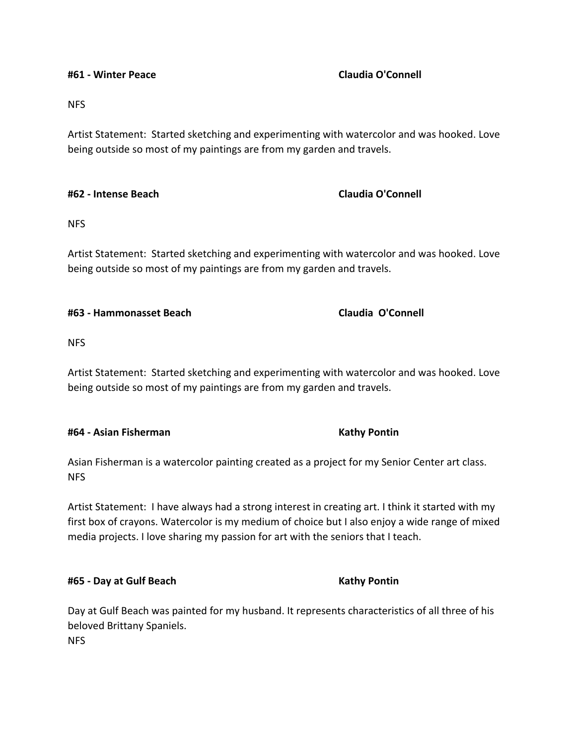**#61 - Winter Peace** **Claudia O'Connell**

NFS

Artist Statement: Started sketching and experimenting with watercolor and was hooked. Love being outside so most of my paintings are from my garden and travels.

**#62 - Intense Beach** **Claudia O'Connell**

NFS

Artist Statement: Started sketching and experimenting with watercolor and was hooked. Love being outside so most of my paintings are from my garden and travels.

**#63 - Hammonasset Beach** **Claudia O'Connell**

NFS

Artist Statement: Started sketching and experimenting with watercolor and was hooked. Love being outside so most of my paintings are from my garden and travels.

**#64 - Asian Fisherman** **Kathy Pontin**

Asian Fisherman is a watercolor painting created as a project for my Senior Center art class.
NFS

Artist Statement: I have always had a strong interest in creating art. I think it started with my first box of crayons. Watercolor is my medium of choice but I also enjoy a wide range of mixed media projects. I love sharing my passion for art with the seniors that I teach.

**#65 - Day at Gulf Beach** **Kathy Pontin**

Day at Gulf Beach was painted for my husband. It represents characteristics of all three of his beloved Brittany Spaniels.
NFS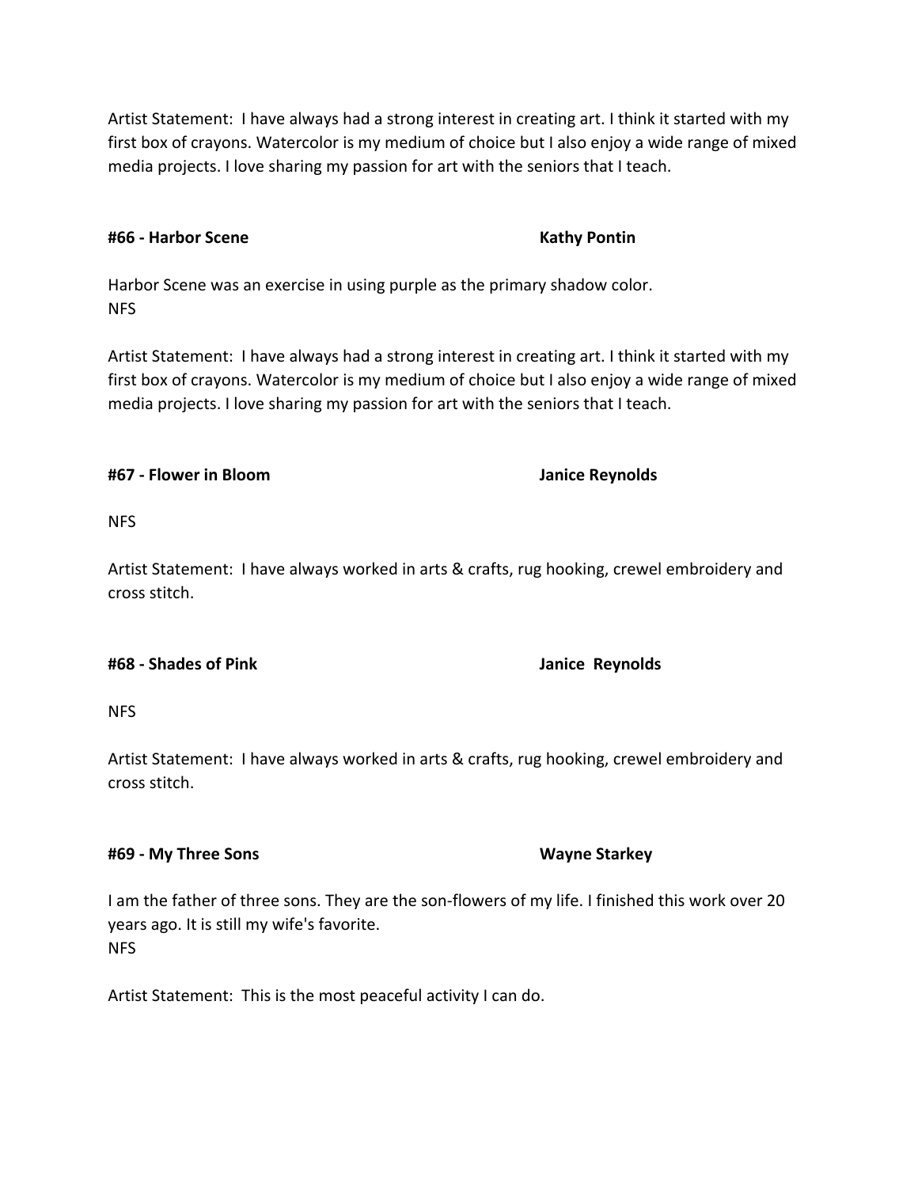Artist Statement: I have always had a strong interest in creating art. I think it started with my first box of crayons. Watercolor is my medium of choice but I also enjoy a wide range of mixed media projects. I love sharing my passion for art with the seniors that I teach.

**#66 - Harbor Scene** **Kathy Pontin**

Harbor Scene was an exercise in using purple as the primary shadow color.
NFS

Artist Statement: I have always had a strong interest in creating art. I think it started with my first box of crayons. Watercolor is my medium of choice but I also enjoy a wide range of mixed media projects. I love sharing my passion for art with the seniors that I teach.

**#67 - Flower in Bloom** **Janice Reynolds**

NFS

Artist Statement: I have always worked in arts & crafts, rug hooking, crewel embroidery and cross stitch.

**#68 - Shades of Pink** **Janice Reynolds**

NFS

Artist Statement: I have always worked in arts & crafts, rug hooking, crewel embroidery and cross stitch.

**#69 - My Three Sons** **Wayne Starkey**

I am the father of three sons. They are the son-flowers of my life. I finished this work over 20 years ago. It is still my wife's favorite.
NFS

Artist Statement: This is the most peaceful activity I can do.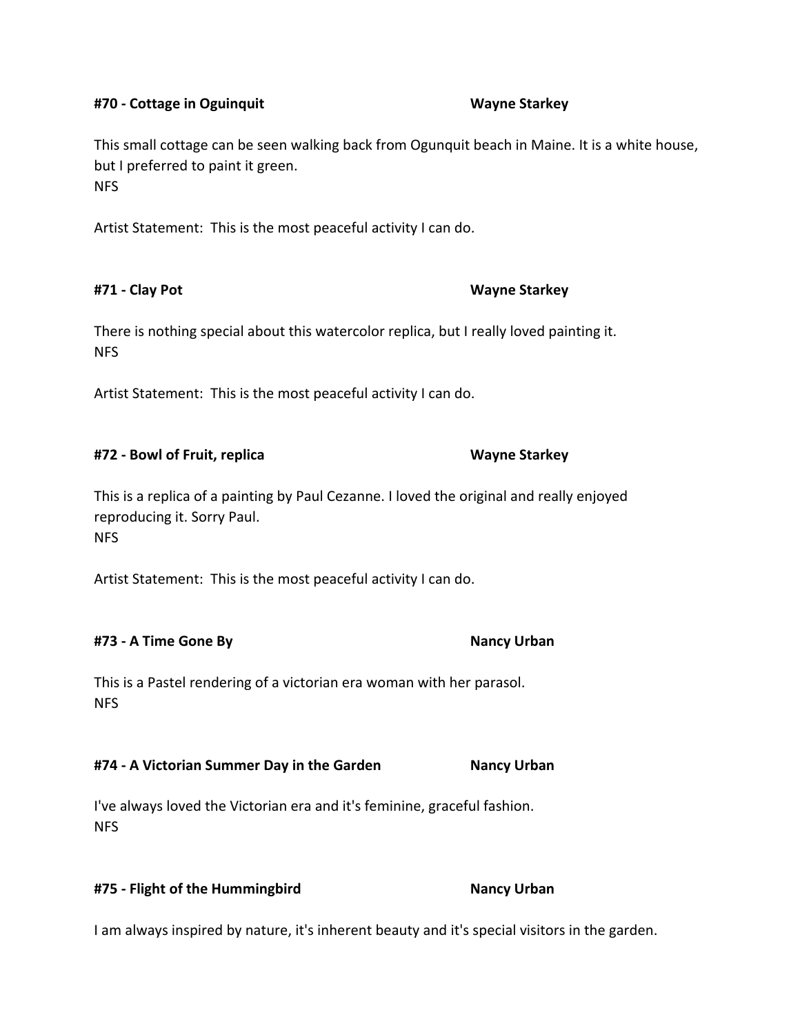**#70 - Cottage in Oguinquit** **Wayne Starkey**

This small cottage can be seen walking back from Ogunquit beach in Maine. It is a white house, but I preferred to paint it green.
NFS

Artist Statement: This is the most peaceful activity I can do.

**#71 - Clay Pot** **Wayne Starkey**

There is nothing special about this watercolor replica, but I really loved painting it.
NFS

Artist Statement: This is the most peaceful activity I can do.

**#72 - Bowl of Fruit, replica** **Wayne Starkey**

This is a replica of a painting by Paul Cezanne. I loved the original and really enjoyed reproducing it. Sorry Paul.
NFS

Artist Statement: This is the most peaceful activity I can do.

**#73 - A Time Gone By** **Nancy Urban**

This is a Pastel rendering of a victorian era woman with her parasol.
NFS

**#74 - A Victorian Summer Day in the Garden** **Nancy Urban**

I've always loved the Victorian era and it's feminine, graceful fashion.
NFS

**#75 - Flight of the Hummingbird** **Nancy Urban**

I am always inspired by nature, it's inherent beauty and it's special visitors in the garden.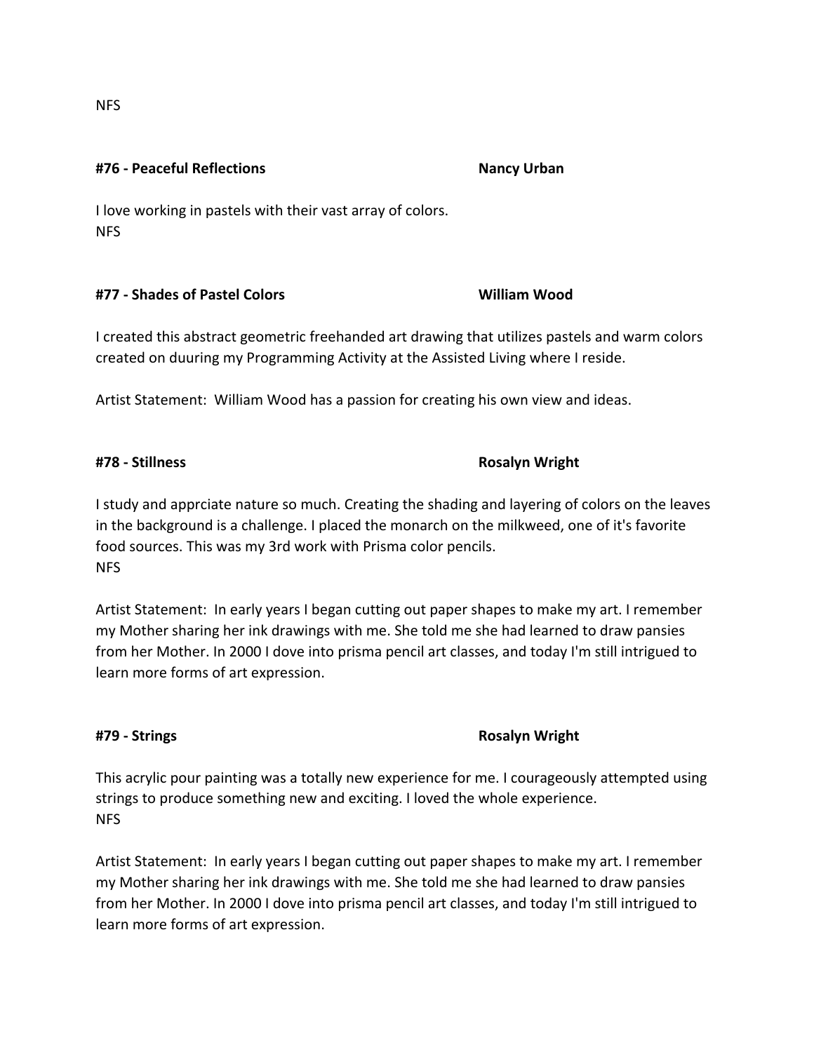NFS

**#76 - Peaceful Reflections** **Nancy Urban**

I love working in pastels with their vast array of colors.
NFS

**#77 - Shades of Pastel Colors** **William Wood**

I created this abstract geometric freehanded art drawing that utilizes pastels and warm colors created on duuring my Programming Activity at the Assisted Living where I reside.

Artist Statement: William Wood has a passion for creating his own view and ideas.

**#78 - Stillness** **Rosalyn Wright**

I study and apprciate nature so much. Creating the shading and layering of colors on the leaves in the background is a challenge. I placed the monarch on the milkweed, one of it's favorite food sources. This was my 3rd work with Prisma color pencils.
NFS

Artist Statement: In early years I began cutting out paper shapes to make my art. I remember my Mother sharing her ink drawings with me. She told me she had learned to draw pansies from her Mother. In 2000 I dove into prisma pencil art classes, and today I'm still intrigued to learn more forms of art expression.

**#79 - Strings** **Rosalyn Wright**

This acrylic pour painting was a totally new experience for me. I courageously attempted using strings to produce something new and exciting. I loved the whole experience.
NFS

Artist Statement: In early years I began cutting out paper shapes to make my art. I remember my Mother sharing her ink drawings with me. She told me she had learned to draw pansies from her Mother. In 2000 I dove into prisma pencil art classes, and today I'm still intrigued to learn more forms of art expression.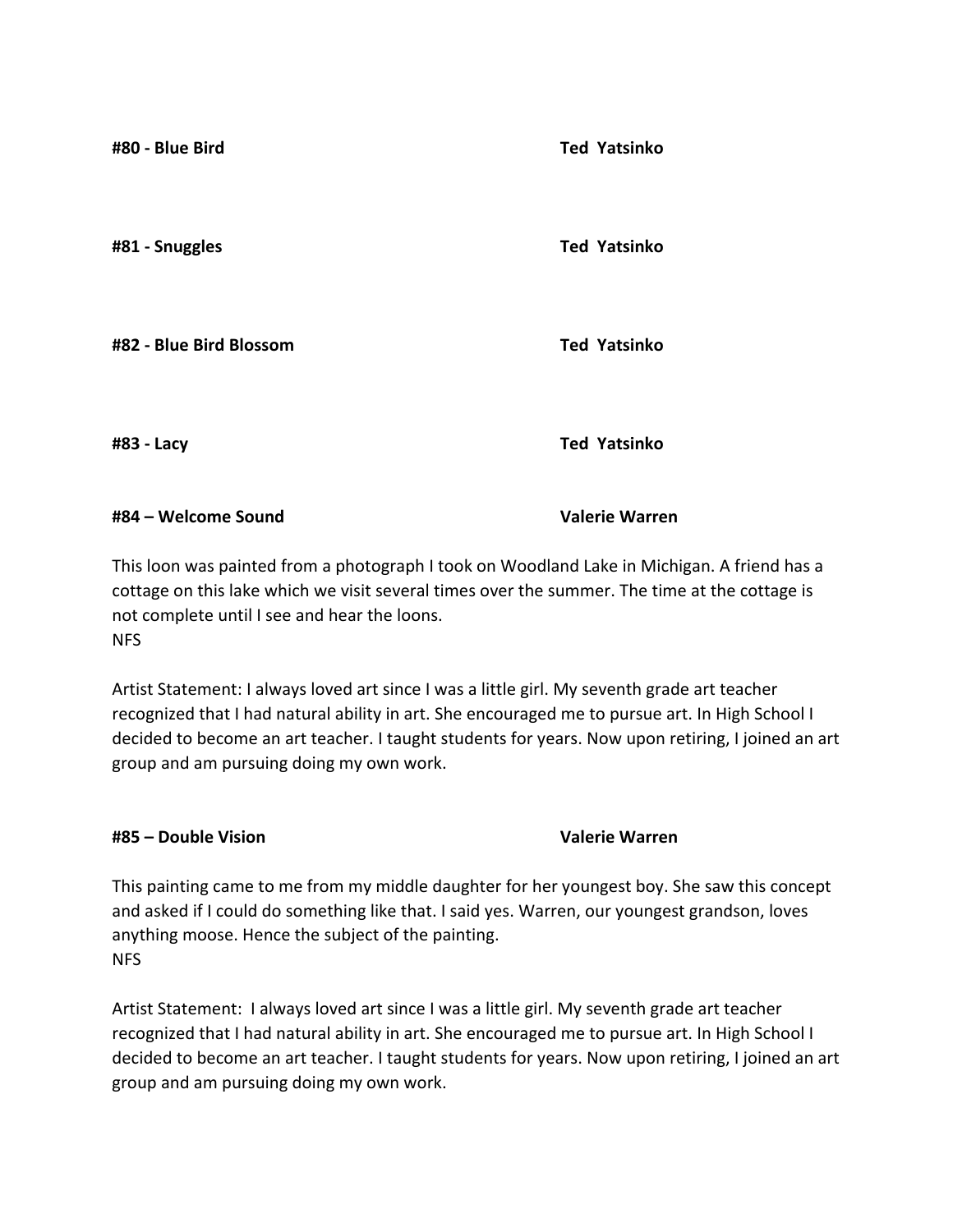**#80 - Blue Bird** **Ted Yatsinko**

**#81 - Snuggles** **Ted Yatsinko**

**#82 - Blue Bird Blossom** **Ted Yatsinko**

**#83 - Lacy** **Ted Yatsinko**

**#84 – Welcome Sound** **Valerie Warren**

This loon was painted from a photograph I took on Woodland Lake in Michigan. A friend has a cottage on this lake which we visit several times over the summer. The time at the cottage is not complete until I see and hear the loons.
NFS

Artist Statement: I always loved art since I was a little girl. My seventh grade art teacher recognized that I had natural ability in art. She encouraged me to pursue art. In High School I decided to become an art teacher. I taught students for years. Now upon retiring, I joined an art group and am pursuing doing my own work.

**#85 – Double Vision** **Valerie Warren**

This painting came to me from my middle daughter for her youngest boy. She saw this concept and asked if I could do something like that. I said yes. Warren, our youngest grandson, loves anything moose. Hence the subject of the painting.
NFS

Artist Statement: I always loved art since I was a little girl. My seventh grade art teacher recognized that I had natural ability in art. She encouraged me to pursue art. In High School I decided to become an art teacher. I taught students for years. Now upon retiring, I joined an art group and am pursuing doing my own work.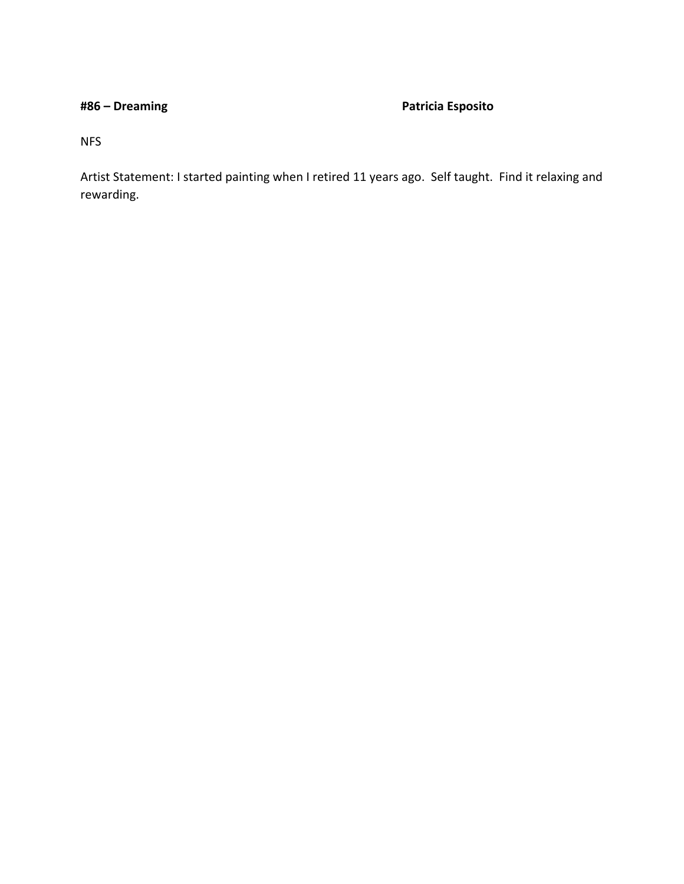**#86 – Dreaming** **Patricia Esposito**

NFS

Artist Statement: I started painting when I retired 11 years ago. Self taught. Find it relaxing and rewarding.